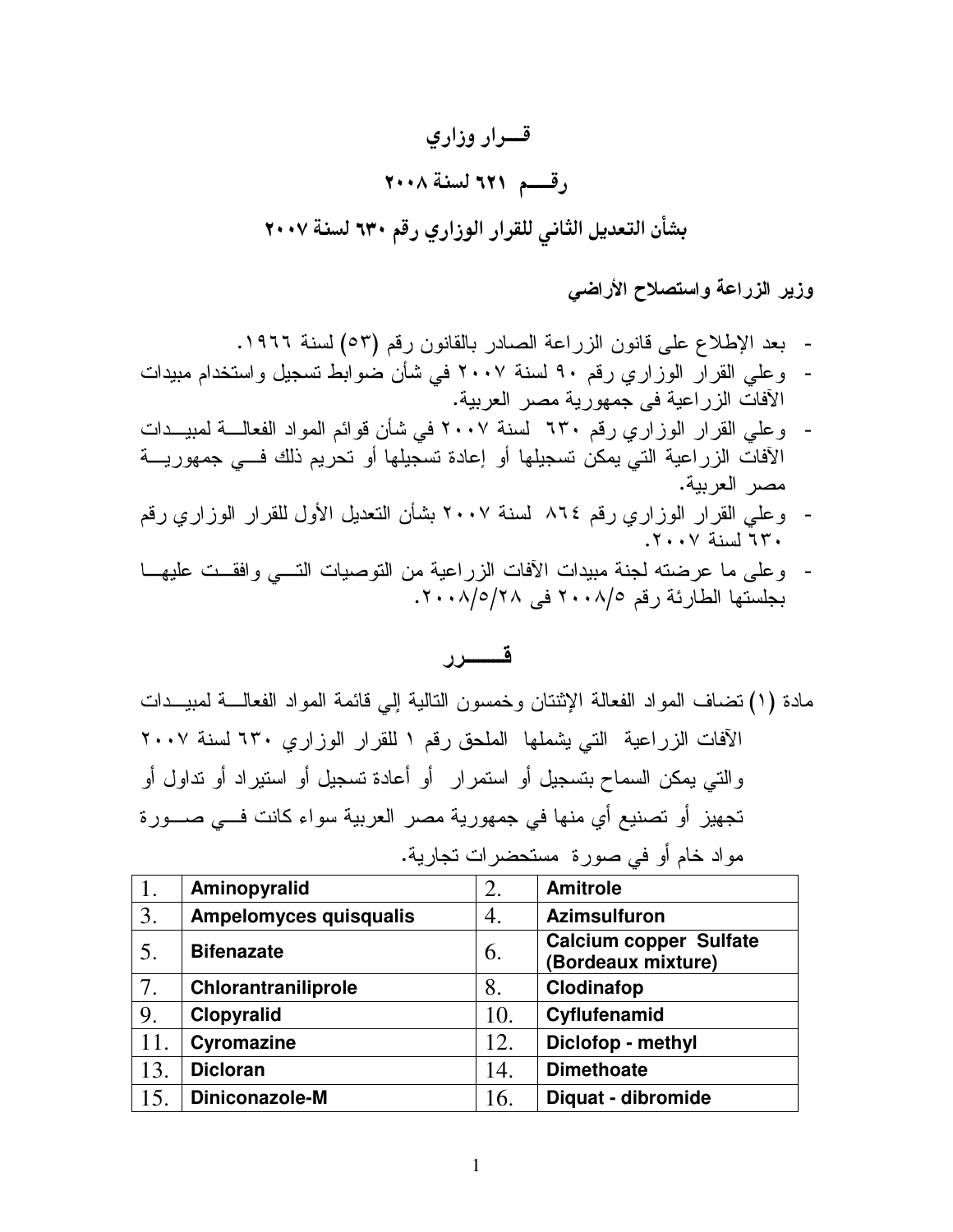# قـــرار وزاري

## رقـــم ٦٢١ لسنة ٢٠٠٨

## بشأن التعديل الثاني للقرار الوزاري رقم ٦٣٠ لسنة ٢٠٠٧

**وزير الزراعة واستصلاح الأراضي**

- بعد الإطلاع على قانون الزراعة الصادر بالقانون رقم (٥٣) لسنة ١٩٦٦.
- وعلي القرار الوزاري رقم ٩٠ لسنة ٢٠٠٧ في شأن ضوابط تسجيل واستخدام مبيدات الآفات الزراعية فى جمهورية مصر العربية.
- وعلي القرار الوزاري رقم ٦٣٠ لسنة ٢٠٠٧ في شأن قوائم المواد الفعالـــة لمبيـــدات الآفات الزراعية التي يمكن تسجيلها أو إعادة تسجيلها أو تحريم ذلك فـــي جمهوريـــة مصر العربية.
- وعلي القرار الوزاري رقم ٨٦٤ لسنة ٢٠٠٧ بشأن التعديل الأول للقرار الوزاري رقم ٦٣٠ لسنة ٢٠٠٧.
- وعلى ما عرضته لجنة مبيدات الآفات الزراعية من التوصيات التـــي وافقـــت عليهـــا بجلستها الطارئة رقم ٢٠٠٨/٥ فى ٢٠٠٨/٥/٢٨.

## قـــــــرر

مادة (١) تضاف المواد الفعالة الإثنتان وخمسون التالية إلي قائمة المواد الفعالـــة لمبيـــدات الآفات الزراعية التي يشملها الملحق رقم ١ للقرار الوزاري ٦٣٠ لسنة ٢٠٠٧ والتي يمكن السماح بتسجيل أو استمرار أو أعادة تسجيل أو استيراد أو تداول أو تجهيز أو تصنيع أي منها في جمهورية مصر العربية سواء كانت فـــي صـــورة مواد خام أو في صورة مستحضرات تجارية.

| | | | |
|---|---|---|---|
| 1. | **Aminopyralid** | 2. | **Amitrole** |
| 3. | **Ampelomyces quisqualis** | 4. | **Azimsulfuron** |
| 5. | **Bifenazate** | 6. | **Calcium copper Sulfate (Bordeaux mixture)** |
| 7. | **Chlorantraniliprole** | 8. | **Clodinafop** |
| 9. | **Clopyralid** | 10. | **Cyflufenamid** |
| 11. | **Cyromazine** | 12. | **Diclofop - methyl** |
| 13. | **Dicloran** | 14. | **Dimethoate** |
| 15. | **Diniconazole-M** | 16. | **Diquat - dibromide** |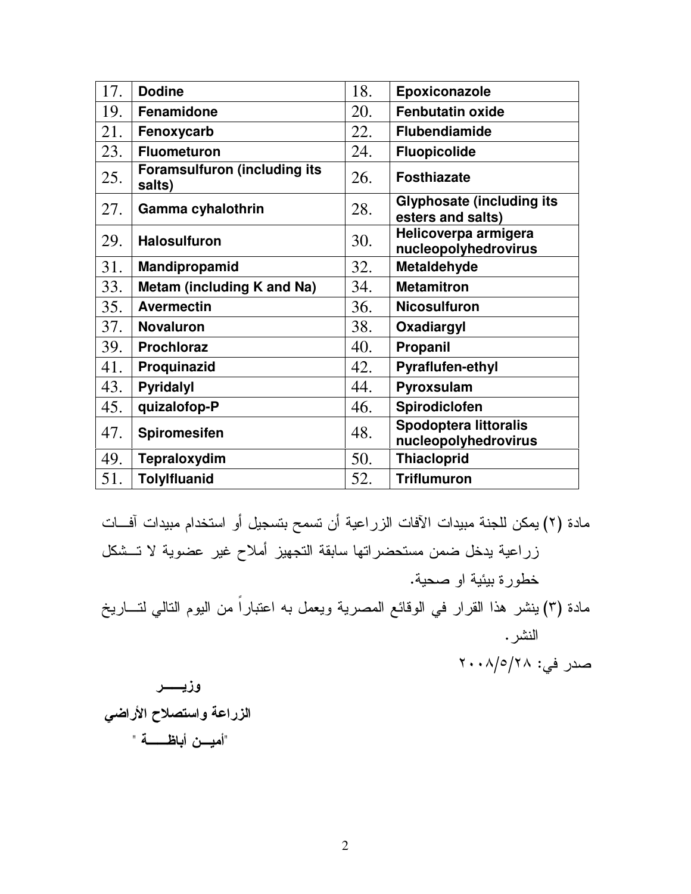| | | | |
|---|---|---|---|
| 17. | **Dodine** | 18. | **Epoxiconazole** |
| 19. | **Fenamidone** | 20. | **Fenbutatin oxide** |
| 21. | **Fenoxycarb** | 22. | **Flubendiamide** |
| 23. | **Fluometuron** | 24. | **Fluopicolide** |
| 25. | **Foramsulfuron (including its salts)** | 26. | **Fosthiazate** |
| 27. | **Gamma cyhalothrin** | 28. | **Glyphosate (including its esters and salts)** |
| 29. | **Halosulfuron** | 30. | **Helicoverpa armigera nucleopolyhedrovirus** |
| 31. | **Mandipropamid** | 32. | **Metaldehyde** |
| 33. | **Metam (including K and Na)** | 34. | **Metamitron** |
| 35. | **Avermectin** | 36. | **Nicosulfuron** |
| 37. | **Novaluron** | 38. | **Oxadiargyl** |
| 39. | **Prochloraz** | 40. | **Propanil** |
| 41. | **Proquinazid** | 42. | **Pyraflufen-ethyl** |
| 43. | **Pyridalyl** | 44. | **Pyroxsulam** |
| 45. | **quizalofop-P** | 46. | **Spirodiclofen** |
| 47. | **Spiromesifen** | 48. | **Spodoptera littoralis nucleopolyhedrovirus** |
| 49. | **Tepraloxydim** | 50. | **Thiacloprid** |
| 51. | **Tolylfluanid** | 52. | **Triflumuron** |

مادة (٢) يمكن للجنة مبيدات الآفات الزراعية أن تسمح بتسجيل أو استخدام مبيدات آفــات زراعية يدخل ضمن مستحضراتها سابقة التجهيز أملاح غير عضوية لا تــشكل خطورة بيئية او صحية.

مادة (٣) ينشر هذا القرار في الوقائع المصرية ويعمل به اعتباراً من اليوم التالي لتــاريخ النشر.

صدر في: ٢٠٠٨/٥/٢٨

**وزيـــــر**

**الزراعة واستصلاح الأراضي**

**"أميــن أباظـــــة "**